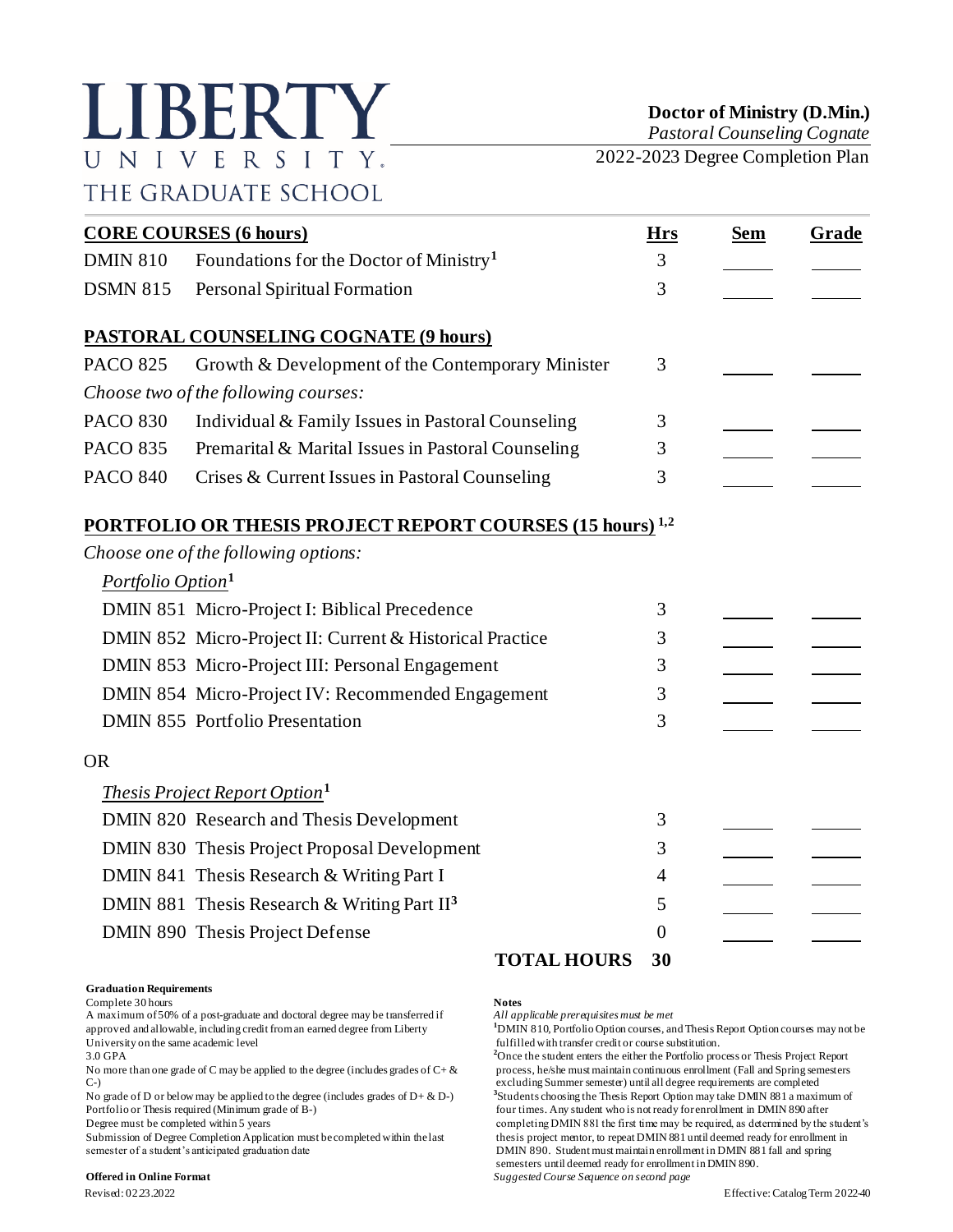# LIBERTY UNIVERSITY
THE GRADUATE SCHOOL

**Doctor of Ministry (D.Min.)**
*Pastoral Counseling Cognate*
2022-2023 Degree Completion Plan

| **CORE COURSES (6 hours)** | | **Hrs** | **Sem** | **Grade** |
|---|---|---|---|---|
| DMIN 810 | Foundations for the Doctor of Ministry[1] | 3 | | |
| DSMN 815 | Personal Spiritual Formation | 3 | | |
| **PASTORAL COUNSELING COGNATE (9 hours)** | | | | |
| PACO 825 | Growth & Development of the Contemporary Minister | 3 | | |
| *Choose two of the following courses:* | | | | |
| PACO 830 | Individual & Family Issues in Pastoral Counseling | 3 | | |
| PACO 835 | Premarital & Marital Issues in Pastoral Counseling | 3 | | |
| PACO 840 | Crises & Current Issues in Pastoral Counseling | 3 | | |
| **PORTFOLIO OR THESIS PROJECT REPORT COURSES (15 hours)[1,2]** | | | | |
| *Choose one of the following options:* | | | | |
| *Portfolio Option[1]* | | | | |
| DMIN 851 | Micro-Project I: Biblical Precedence | 3 | | |
| DMIN 852 | Micro-Project II: Current & Historical Practice | 3 | | |
| DMIN 853 | Micro-Project III: Personal Engagement | 3 | | |
| DMIN 854 | Micro-Project IV: Recommended Engagement | 3 | | |
| DMIN 855 | Portfolio Presentation | 3 | | |
| OR | | | | |
| *Thesis Project Report Option[1]* | | | | |
| DMIN 820 | Research and Thesis Development | 3 | | |
| DMIN 830 | Thesis Project Proposal Development | 3 | | |
| DMIN 841 | Thesis Research & Writing Part I | 4 | | |
| DMIN 881 | Thesis Research & Writing Part II[3] | 5 | | |
| DMIN 890 | Thesis Project Defense | 0 | | |
| | **TOTAL HOURS** | **30** | | |

**Graduation Requirements**

Complete 30 hours
A maximum of 50% of a post-graduate and doctoral degree may be transferred if approved and allowable, including credit from an earned degree from Liberty University on the same academic level
3.0 GPA
No more than one grade of C may be applied to the degree (includes grades of C+ & C-)
No grade of D or below may be applied to the degree (includes grades of D+ & D-)
Portfolio or Thesis required (Minimum grade of B-)
Degree must be completed within 5 years
Submission of Degree Completion Application must be completed within the last semester of a student's anticipated graduation date

**Offered in Online Format**

**Notes**

*All applicable prerequisites must be met*

[1]DMIN 810, Portfolio Option courses, and Thesis Report Option courses may not be fulfilled with transfer credit or course substitution.

[2]Once the student enters the either the Portfolio process or Thesis Project Report process, he/she must maintain continuous enrollment (Fall and Spring semesters excluding Summer semester) until all degree requirements are completed

[3]Students choosing the Thesis Report Option may take DMIN 881 a maximum of four times. Any student who is not ready for enrollment in DMIN 890 after completing DMIN 881 the first time may be required, as determined by the student's thesis project mentor, to repeat DMIN 881 until deemed ready for enrollment in DMIN 890. Student must maintain enrollment in DMIN 881 fall and spring semesters until deemed ready for enrollment in DMIN 890.

*Suggested Course Sequence on second page*

Revised: 02.23.2022

Effective: Catalog Term 2022-40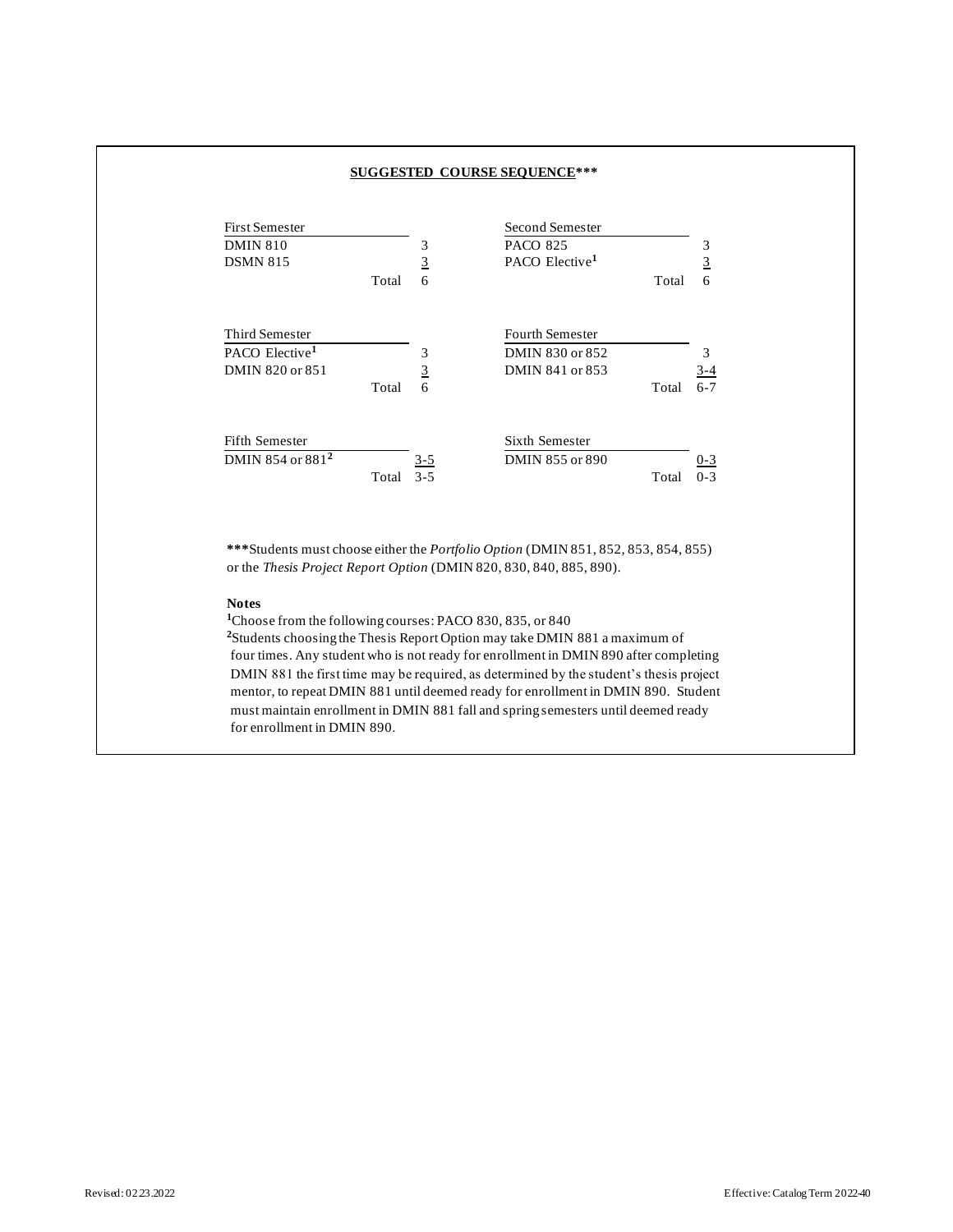## SUGGESTED COURSE SEQUENCE***

| First Semester | | Second Semester | |
|---|---|---|---|
| DMIN 810 | 3 | PACO 825 | 3 |
| DSMN 815 | 3 | PACO Elective[1] | 3 |
| Total | 6 | Total | 6 |

| Third Semester | | Fourth Semester | |
|---|---|---|---|
| PACO Elective[1] | 3 | DMIN 830 or 852 | 3 |
| DMIN 820 or 851 | 3 | DMIN 841 or 853 | 3-4 |
| Total | 6 | Total | 6-7 |

| Fifth Semester | | Sixth Semester | |
|---|---|---|---|
| DMIN 854 or 881[2] | 3-5 | DMIN 855 or 890 | 0-3 |
| Total | 3-5 | Total | 0-3 |

***Students must choose either the *Portfolio Option* (DMIN 851, 852, 853, 854, 855) or the *Thesis Project Report Option* (DMIN 820, 830, 840, 885, 890).

**Notes**

[1]Choose from the following courses: PACO 830, 835, or 840

[2]Students choosing the Thesis Report Option may take DMIN 881 a maximum of four times. Any student who is not ready for enrollment in DMIN 890 after completing DMIN 881 the first time may be required, as determined by the student's thesis project mentor, to repeat DMIN 881 until deemed ready for enrollment in DMIN 890. Student must maintain enrollment in DMIN 881 fall and spring semesters until deemed ready for enrollment in DMIN 890.

Revised: 02.23.2022

Effective: Catalog Term 2022-40